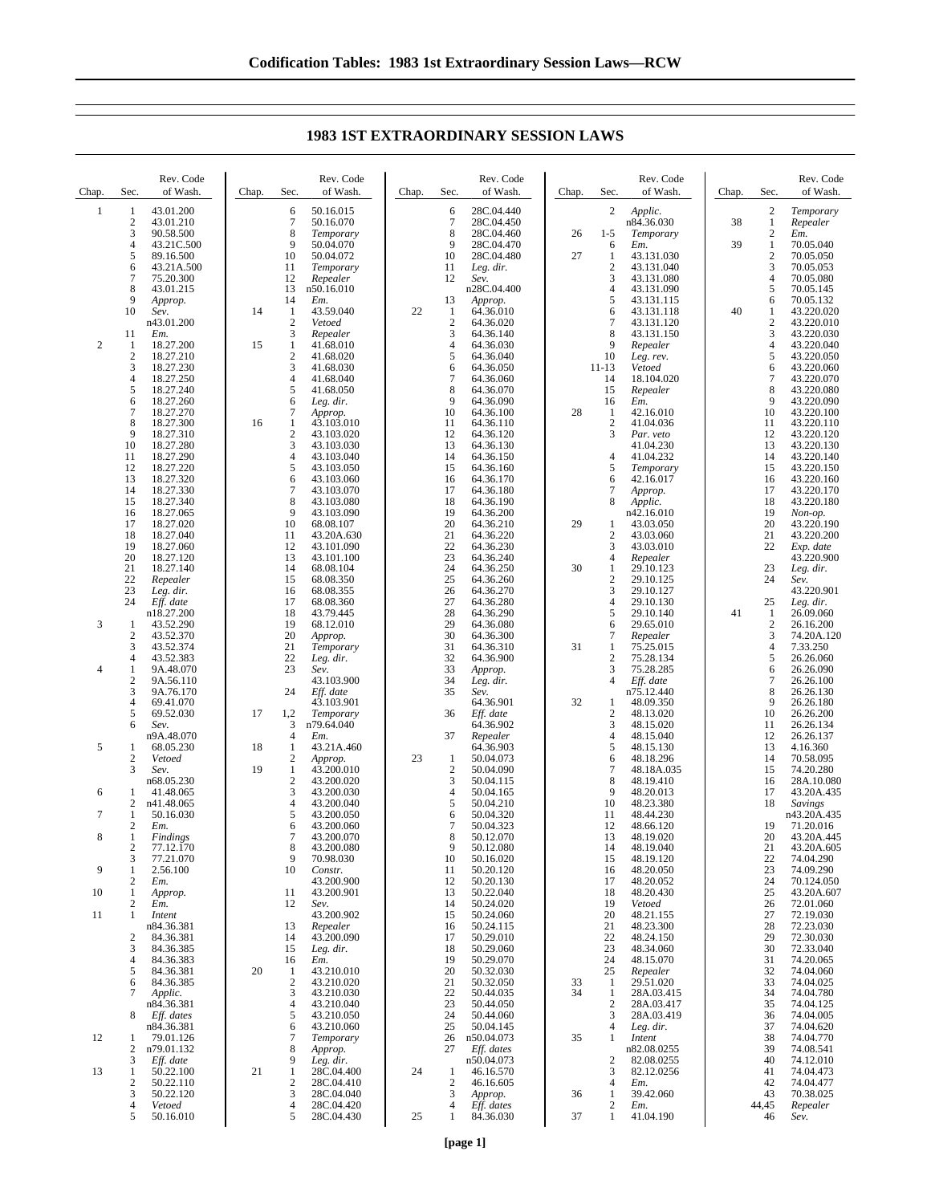# 1983 1ST EXTRAORDINARY SESSION LAWS

| Chap. | Sec. | Rev. Code of Wash. |
|---|---|---|
| 1 | 1 | 43.01.200 |
| | 2 | 43.01.210 |
| | 3 | 90.58.500 |
| | 4 | 43.21C.500 |
| | 5 | 89.16.500 |
| | 6 | 43.21A.500 |
| | 7 | 75.20.300 |
| | 8 | 43.01.215 |
| | 9 | *Approp.* |
| | 10 | *Sev.* n43.01.200 |
| | 11 | *Em.* |
| 2 | 1 | 18.27.200 |
| | 2 | 18.27.210 |
| | 3 | 18.27.230 |
| | 4 | 18.27.250 |
| | 5 | 18.27.240 |
| | 6 | 18.27.260 |
| | 7 | 18.27.270 |
| | 8 | 18.27.300 |
| | 9 | 18.27.310 |
| | 10 | 18.27.280 |
| | 11 | 18.27.290 |
| | 12 | 18.27.220 |
| | 13 | 18.27.320 |
| | 14 | 18.27.330 |
| | 15 | 18.27.340 |
| | 16 | 18.27.065 |
| | 17 | 18.27.020 |
| | 18 | 18.27.040 |
| | 19 | 18.27.060 |
| | 20 | 18.27.120 |
| | 21 | 18.27.140 |
| | 22 | *Repealer* |
| | 23 | *Leg. dir.* |
| | 24 | *Eff. date* n18.27.200 |
| 3 | 1 | 43.52.290 |
| | 2 | 43.52.370 |
| | 3 | 43.52.374 |
| | 4 | 43.52.383 |
| 4 | 1 | 9A.48.070 |
| | 2 | 9A.56.110 |
| | 3 | 9A.76.170 |
| | 4 | 69.41.070 |
| | 5 | 69.52.030 |
| | 6 | *Sev.* n9A.48.070 |
| 5 | 1 | 68.05.230 |
| | 2 | *Vetoed* |
| | 3 | *Sev.* n68.05.230 |
| 6 | 1 | 41.48.065 |
| | 2 | n41.48.065 |
| 7 | 1 | 50.16.030 |
| | 2 | *Em.* |
| 8 | 1 | *Findings* |
| | 2 | 77.12.170 |
| | 3 | 77.21.070 |
| 9 | 1 | 2.56.100 |
| | 2 | *Em.* |
| 10 | 1 | *Approp.* |
| | 2 | *Em.* |
| 11 | 1 | *Intent* n84.36.381 |
| | 2 | 84.36.381 |
| | 3 | 84.36.385 |
| | 4 | 84.36.383 |
| | 5 | 84.36.381 |
| | 6 | 84.36.385 |
| | 7 | *Applic.* n84.36.381 |
| | 8 | *Eff. dates* n84.36.381 |
| 12 | 1 | 79.01.126 |
| | 2 | n79.01.132 |
| | 3 | *Eff. date* |
| 13 | 1 | 50.22.100 |
| | 2 | 50.22.110 |
| | 3 | 50.22.120 |
| | 4 | *Vetoed* |
| | 5 | 50.16.010 |
| | 6 | 50.16.015 |
| | 7 | 50.16.070 |
| | 8 | *Temporary* |
| | 9 | 50.04.070 |
| | 10 | 50.04.072 |
| | 11 | *Temporary* |
| | 12 | *Repealer* |
| | 13 | n50.16.010 |
| | 14 | *Em.* |
| 14 | 1 | 43.59.040 |
| | 2 | *Vetoed* |
| | 3 | *Repealer* |
| 15 | 1 | 41.68.010 |
| | 2 | 41.68.020 |
| | 3 | 41.68.030 |
| | 4 | 41.68.040 |
| | 5 | 41.68.050 |
| | 6 | *Leg. dir.* |
| | 7 | *Approp.* |
| 16 | 1 | 43.103.010 |
| | 2 | 43.103.020 |
| | 3 | 43.103.030 |
| | 4 | 43.103.040 |
| | 5 | 43.103.050 |
| | 6 | 43.103.060 |
| | 7 | 43.103.070 |
| | 8 | 43.103.080 |
| | 9 | 43.103.090 |
| | 10 | 68.08.107 |
| | 11 | 43.20A.630 |
| | 12 | 43.101.090 |
| | 13 | 43.101.100 |
| | 14 | 68.08.104 |
| | 15 | 68.08.350 |
| | 16 | 68.08.355 |
| | 17 | 68.08.360 |
| | 18 | 43.79.445 |
| | 19 | 68.12.010 |
| | 20 | *Approp.* |
| | 21 | *Temporary* |
| | 22 | *Leg. dir.* |
| | 23 | *Sev.* 43.103.900 |
| | 24 | *Eff. date* 43.103.901 |
| 17 | 1,2 | *Temporary* |
| | 3 | n79.64.040 |
| | 4 | *Em.* |
| 18 | 1 | 43.21A.460 |
| | 2 | *Approp.* |
| 19 | 1 | 43.200.010 |
| | 2 | 43.200.020 |
| | 3 | 43.200.030 |
| | 4 | 43.200.040 |
| | 5 | 43.200.050 |
| | 6 | 43.200.060 |
| | 7 | 43.200.070 |
| | 8 | 43.200.080 |
| | 9 | 70.98.030 |
| | 10 | *Constr.* 43.200.900 |
| | 11 | 43.200.901 |
| | 12 | *Sev.* 43.200.902 |
| | 13 | *Repealer* |
| | 14 | 43.200.090 |
| | 15 | *Leg. dir.* |
| | 16 | *Em.* |
| 20 | 1 | 43.210.010 |
| | 2 | 43.210.020 |
| | 3 | 43.210.030 |
| | 4 | 43.210.040 |
| | 5 | 43.210.050 |
| | 6 | 43.210.060 |
| | 7 | *Temporary* |
| | 8 | *Approp.* |
| | 9 | *Leg. dir.* |
| 21 | 1 | 28C.04.400 |
| | 2 | 28C.04.410 |
| | 3 | 28C.04.040 |
| | 4 | 28C.04.420 |
| | 5 | 28C.04.430 |
| | 6 | 28C.04.440 |
| | 7 | 28C.04.450 |
| | 8 | 28C.04.460 |
| | 9 | 28C.04.470 |
| | 10 | 28C.04.480 |
| | 11 | *Leg. dir.* |
| | 12 | *Sev.* n28C.04.400 |
| | 13 | *Approp.* |
| 22 | 1 | 64.36.010 |
| | 2 | 64.36.020 |
| | 3 | 64.36.140 |
| | 4 | 64.36.030 |
| | 5 | 64.36.040 |
| | 6 | 64.36.050 |
| | 7 | 64.36.060 |
| | 8 | 64.36.070 |
| | 9 | 64.36.090 |
| | 10 | 64.36.100 |
| | 11 | 64.36.110 |
| | 12 | 64.36.120 |
| | 13 | 64.36.130 |
| | 14 | 64.36.150 |
| | 15 | 64.36.160 |
| | 16 | 64.36.170 |
| | 17 | 64.36.180 |
| | 18 | 64.36.190 |
| | 19 | 64.36.200 |
| | 20 | 64.36.210 |
| | 21 | 64.36.220 |
| | 22 | 64.36.230 |
| | 23 | 64.36.240 |
| | 24 | 64.36.250 |
| | 25 | 64.36.260 |
| | 26 | 64.36.270 |
| | 27 | 64.36.280 |
| | 28 | 64.36.290 |
| | 29 | 64.36.080 |
| | 30 | 64.36.300 |
| | 31 | 64.36.310 |
| | 32 | 64.36.900 |
| | 33 | *Approp.* |
| | 34 | *Leg. dir.* |
| | 35 | *Sev.* 64.36.901 |
| | 36 | *Eff. date* 64.36.902 |
| | 37 | *Repealer* 64.36.903 |
| 23 | 1 | 50.04.073 |
| | 2 | 50.04.090 |
| | 3 | 50.04.115 |
| | 4 | 50.04.165 |
| | 5 | 50.04.210 |
| | 6 | 50.04.320 |
| | 7 | 50.04.323 |
| | 8 | 50.12.070 |
| | 9 | 50.12.080 |
| | 10 | 50.16.020 |
| | 11 | 50.20.120 |
| | 12 | 50.20.130 |
| | 13 | 50.22.040 |
| | 14 | 50.24.020 |
| | 15 | 50.24.060 |
| | 16 | 50.24.115 |
| | 17 | 50.29.010 |
| | 18 | 50.29.060 |
| | 19 | 50.29.070 |
| | 20 | 50.32.030 |
| | 21 | 50.32.050 |
| | 22 | 50.44.035 |
| | 23 | 50.44.050 |
| | 24 | 50.44.060 |
| | 25 | 50.04.145 |
| | 26 | n50.04.073 |
| | 27 | *Eff. dates* n50.04.073 |
| 24 | 1 | 46.16.570 |
| | 2 | 46.16.605 |
| | 3 | *Approp.* |
| | 4 | *Eff. dates* |
| 25 | 1 | 84.36.030 |
| | 2 | *Applic.* n84.36.030 |
| 26 | 1-5 | *Temporary* |
| | 6 | *Em.* |
| 27 | 1 | 43.131.030 |
| | 2 | 43.131.040 |
| | 3 | 43.131.080 |
| | 4 | 43.131.090 |
| | 5 | 43.131.115 |
| | 6 | 43.131.118 |
| | 7 | 43.131.120 |
| | 8 | 43.131.150 |
| | 9 | *Repealer* |
| | 10 | *Leg. rev.* |
| | 11-13 | *Vetoed* |
| | 14 | 18.104.020 |
| | 15 | *Repealer* |
| | 16 | *Em.* |
| 28 | 1 | 42.16.010 |
| | 2 | 41.04.036 |
| | 3 | *Par. veto* 41.04.230 |
| | 4 | 41.04.232 |
| | 5 | *Temporary* |
| | 6 | 42.16.017 |
| | 7 | *Approp.* |
| | 8 | *Applic.* n42.16.010 |
| 29 | 1 | 43.03.050 |
| | 2 | 43.03.060 |
| | 3 | 43.03.010 |
| | 4 | *Repealer* |
| 30 | 1 | 29.10.123 |
| | 2 | 29.10.125 |
| | 3 | 29.10.127 |
| | 4 | 29.10.130 |
| | 5 | 29.10.140 |
| | 6 | 29.65.010 |
| | 7 | *Repealer* |
| 31 | 1 | 75.25.015 |
| | 2 | 75.28.134 |
| | 3 | 75.28.285 |
| | 4 | *Eff. date* n75.12.440 |
| 32 | 1 | 48.09.350 |
| | 2 | 48.13.020 |
| | 3 | 48.15.020 |
| | 4 | 48.15.040 |
| | 5 | 48.15.130 |
| | 6 | 48.18.296 |
| | 7 | 48.18A.035 |
| | 8 | 48.19.410 |
| | 9 | 48.20.013 |
| | 10 | 48.23.380 |
| | 11 | 48.44.230 |
| | 12 | 48.66.120 |
| | 13 | 48.19.020 |
| | 14 | 48.19.040 |
| | 15 | 48.19.120 |
| | 16 | 48.20.050 |
| | 17 | 48.20.052 |
| | 18 | 48.20.430 |
| | 19 | *Vetoed* |
| | 20 | 48.21.155 |
| | 21 | 48.23.300 |
| | 22 | 48.24.150 |
| | 23 | 48.34.060 |
| | 24 | 48.15.070 |
| | 25 | *Repealer* |
| 33 | 1 | 29.51.020 |
| 34 | 1 | 28A.03.415 |
| | 2 | 28A.03.417 |
| | 3 | 28A.03.419 |
| | 4 | *Leg. dir.* |
| 35 | 1 | *Intent* n82.08.0255 |
| | 2 | 82.08.0255 |
| | 3 | 82.12.0256 |
| | 4 | *Em.* |
| 36 | 1 | 39.42.060 |
| | 2 | *Em.* |
| 37 | 1 | 41.04.190 |
| | 2 | *Temporary* |
| 38 | 1 | *Repealer* |
| | 2 | *Em.* |
| 39 | 1 | 70.05.040 |
| | 2 | 70.05.050 |
| | 3 | 70.05.053 |
| | 4 | 70.05.080 |
| | 5 | 70.05.145 |
| | 6 | 70.05.132 |
| 40 | 1 | 43.220.020 |
| | 2 | 43.220.010 |
| | 3 | 43.220.030 |
| | 4 | 43.220.040 |
| | 5 | 43.220.050 |
| | 6 | 43.220.060 |
| | 7 | 43.220.070 |
| | 8 | 43.220.080 |
| | 9 | 43.220.090 |
| | 10 | 43.220.100 |
| | 11 | 43.220.110 |
| | 12 | 43.220.120 |
| | 13 | 43.220.130 |
| | 14 | 43.220.140 |
| | 15 | 43.220.150 |
| | 16 | 43.220.160 |
| | 17 | 43.220.170 |
| | 18 | 43.220.180 |
| | 19 | *Non-op.* |
| | 20 | 43.220.190 |
| | 21 | 43.220.200 |
| | 22 | *Exp. date* 43.220.900 |
| | 23 | *Leg. dir.* |
| | 24 | *Sev.* 43.220.901 |
| | 25 | *Leg. dir.* |
| 41 | 1 | 26.09.060 |
| | 2 | 26.16.200 |
| | 3 | 74.20A.120 |
| | 4 | 7.33.250 |
| | 5 | 26.26.060 |
| | 6 | 26.26.090 |
| | 7 | 26.26.100 |
| | 8 | 26.26.130 |
| | 9 | 26.26.180 |
| | 10 | 26.26.200 |
| | 11 | 26.26.134 |
| | 12 | 26.26.137 |
| | 13 | 4.16.360 |
| | 14 | 70.58.095 |
| | 15 | 74.20.280 |
| | 16 | 28A.10.080 |
| | 17 | 43.20A.435 |
| | 18 | *Savings* n43.20A.435 |
| | 19 | 71.20.016 |
| | 20 | 43.20A.445 |
| | 21 | 43.20A.605 |
| | 22 | 74.04.290 |
| | 23 | 74.09.290 |
| | 24 | 70.124.050 |
| | 25 | 43.20A.607 |
| | 26 | 72.01.060 |
| | 27 | 72.19.030 |
| | 28 | 72.23.030 |
| | 29 | 72.30.030 |
| | 30 | 72.33.040 |
| | 31 | 74.20.065 |
| | 32 | 74.04.060 |
| | 33 | 74.04.025 |
| | 34 | 74.04.780 |
| | 35 | 74.04.125 |
| | 36 | 74.04.005 |
| | 37 | 74.04.620 |
| | 38 | 74.04.770 |
| | 39 | 74.08.541 |
| | 40 | 74.12.010 |
| | 41 | 74.04.473 |
| | 42 | 74.04.477 |
| | 43 | 70.38.025 |
| | 44,45 | *Repealer* |
| | 46 | *Sev.* |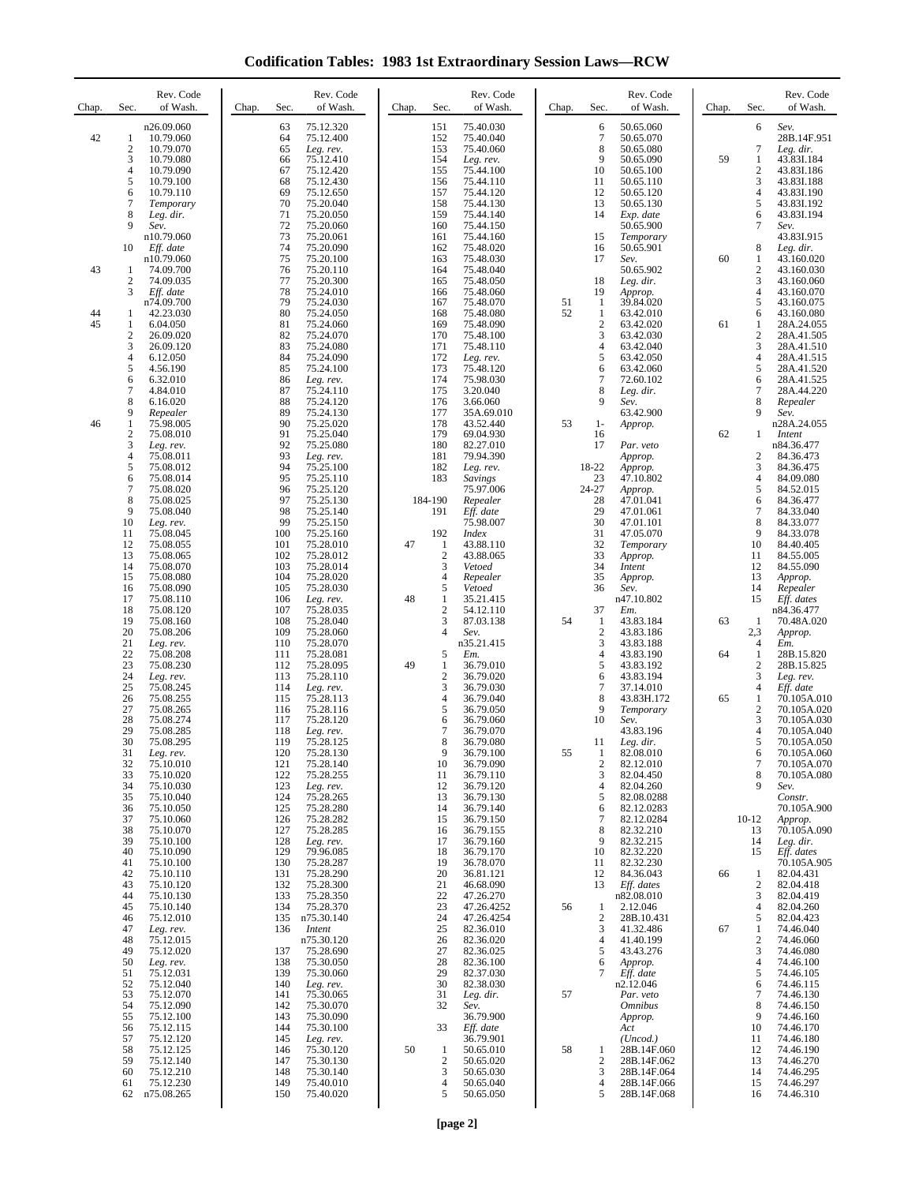# Codification Tables: 1983 1st Extraordinary Session Laws—RCW

| Chap. | Sec. | Rev. Code of Wash. |
|---|---|---|
| | | n26.09.060 |
| 42 | 1 | 10.79.060 |
| | 2 | 10.79.070 |
| | 3 | 10.79.080 |
| | 4 | 10.79.090 |
| | 5 | 10.79.100 |
| | 6 | 10.79.110 |
| | 7 | *Temporary* |
| | 8 | *Leg. dir.* |
| | 9 | *Sev.* |
| | | n10.79.060 |
| | 10 | *Eff. date* |
| | | n10.79.060 |
| 43 | 1 | 74.09.700 |
| | 2 | 74.09.035 |
| | 3 | *Eff. date* |
| | | n74.09.700 |
| 44 | 1 | 42.23.030 |
| 45 | 1 | 6.04.050 |
| | 2 | 26.09.020 |
| | 3 | 26.09.120 |
| | 4 | 6.12.050 |
| | 5 | 4.56.190 |
| | 6 | 6.32.010 |
| | 7 | 4.84.010 |
| | 8 | 6.16.020 |
| | 9 | *Repealer* |
| 46 | 1 | 75.98.005 |
| | 2 | 75.08.010 |
| | 3 | *Leg. rev.* |
| | 4 | 75.08.011 |
| | 5 | 75.08.012 |
| | 6 | 75.08.014 |
| | 7 | 75.08.020 |
| | 8 | 75.08.025 |
| | 9 | 75.08.040 |
| | 10 | *Leg. rev.* |
| | 11 | 75.08.045 |
| | 12 | 75.08.055 |
| | 13 | 75.08.065 |
| | 14 | 75.08.070 |
| | 15 | 75.08.080 |
| | 16 | 75.08.090 |
| | 17 | 75.08.110 |
| | 18 | 75.08.120 |
| | 19 | 75.08.160 |
| | 20 | 75.08.206 |
| | 21 | *Leg. rev.* |
| | 22 | 75.08.208 |
| | 23 | 75.08.230 |
| | 24 | *Leg. rev.* |
| | 25 | 75.08.245 |
| | 26 | 75.08.255 |
| | 27 | 75.08.265 |
| | 28 | 75.08.274 |
| | 29 | 75.08.285 |
| | 30 | 75.08.295 |
| | 31 | *Leg. rev.* |
| | 32 | 75.10.010 |
| | 33 | 75.10.020 |
| | 34 | 75.10.030 |
| | 35 | 75.10.040 |
| | 36 | 75.10.050 |
| | 37 | 75.10.060 |
| | 38 | 75.10.070 |
| | 39 | 75.10.100 |
| | 40 | 75.10.090 |
| | 41 | 75.10.100 |
| | 42 | 75.10.110 |
| | 43 | 75.10.120 |
| | 44 | 75.10.130 |
| | 45 | 75.10.140 |
| | 46 | 75.12.010 |
| | 47 | *Leg. rev.* |
| | 48 | 75.12.015 |
| | 49 | 75.12.020 |
| | 50 | *Leg. rev.* |
| | 51 | 75.12.031 |
| | 52 | 75.12.040 |
| | 53 | 75.12.070 |
| | 54 | 75.12.090 |
| | 55 | 75.12.100 |
| | 56 | 75.12.115 |
| | 57 | 75.12.120 |
| | 58 | 75.12.125 |
| | 59 | 75.12.140 |
| | 60 | 75.12.210 |
| | 61 | 75.12.230 |
| | 62 | n75.08.265 |
| | 63 | 75.12.320 |
| | 64 | 75.12.400 |
| | 65 | *Leg. rev.* |
| | 66 | 75.12.410 |
| | 67 | 75.12.420 |
| | 68 | 75.12.430 |
| | 69 | 75.12.650 |
| | 70 | 75.20.040 |
| | 71 | 75.20.050 |
| | 72 | 75.20.060 |
| | 73 | 75.20.061 |
| | 74 | 75.20.090 |
| | 75 | 75.20.100 |
| | 76 | 75.20.110 |
| | 77 | 75.20.300 |
| | 78 | 75.24.010 |
| | 79 | 75.24.030 |
| | 80 | 75.24.050 |
| | 81 | 75.24.060 |
| | 82 | 75.24.070 |
| | 83 | 75.24.080 |
| | 84 | 75.24.090 |
| | 85 | 75.24.100 |
| | 86 | *Leg. rev.* |
| | 87 | 75.24.110 |
| | 88 | 75.24.120 |
| | 89 | 75.24.130 |
| | 90 | 75.25.020 |
| | 91 | 75.25.040 |
| | 92 | 75.25.080 |
| | 93 | *Leg. rev.* |
| | 94 | 75.25.100 |
| | 95 | 75.25.110 |
| | 96 | 75.25.120 |
| | 97 | 75.25.130 |
| | 98 | 75.25.140 |
| | 99 | 75.25.150 |
| | 100 | 75.25.160 |
| | 101 | 75.28.010 |
| | 102 | 75.28.012 |
| | 103 | 75.28.014 |
| | 104 | 75.28.020 |
| | 105 | 75.28.030 |
| | 106 | *Leg. rev.* |
| | 107 | 75.28.035 |
| | 108 | 75.28.040 |
| | 109 | 75.28.060 |
| | 110 | 75.28.070 |
| | 111 | 75.28.081 |
| | 112 | 75.28.095 |
| | 113 | 75.28.110 |
| | 114 | *Leg. rev.* |
| | 115 | 75.28.113 |
| | 116 | 75.28.116 |
| | 117 | 75.28.120 |
| | 118 | *Leg. rev.* |
| | 119 | 75.28.125 |
| | 120 | 75.28.130 |
| | 121 | 75.28.140 |
| | 122 | 75.28.255 |
| | 123 | *Leg. rev.* |
| | 124 | 75.28.265 |
| | 125 | 75.28.280 |
| | 126 | 75.28.282 |
| | 127 | 75.28.285 |
| | 128 | *Leg. rev.* |
| | 129 | 79.96.085 |
| | 130 | 75.28.287 |
| | 131 | 75.28.290 |
| | 132 | 75.28.300 |
| | 133 | 75.28.350 |
| | 134 | 75.28.370 |
| | 135 | n75.30.140 |
| | 136 | *Intent* |
| | | n75.30.120 |
| | 137 | 75.28.690 |
| | 138 | 75.30.050 |
| | 139 | 75.30.060 |
| | 140 | *Leg. rev.* |
| | 141 | 75.30.065 |
| | 142 | 75.30.070 |
| | 143 | 75.30.090 |
| | 144 | 75.30.100 |
| | 145 | *Leg. rev.* |
| | 146 | 75.30.120 |
| | 147 | 75.30.130 |
| | 148 | 75.30.140 |
| | 149 | 75.40.010 |
| | 150 | 75.40.020 |
| | 151 | 75.40.030 |
| | 152 | 75.40.040 |
| | 153 | 75.40.060 |
| | 154 | *Leg. rev.* |
| | 155 | 75.44.100 |
| | 156 | 75.44.110 |
| | 157 | 75.44.120 |
| | 158 | 75.44.130 |
| | 159 | 75.44.140 |
| | 160 | 75.44.150 |
| | 161 | 75.44.160 |
| | 162 | 75.48.020 |
| | 163 | 75.48.030 |
| | 164 | 75.48.040 |
| | 165 | 75.48.050 |
| | 166 | 75.48.060 |
| | 167 | 75.48.070 |
| | 168 | 75.48.080 |
| | 169 | 75.48.090 |
| | 170 | 75.48.100 |
| | 171 | 75.48.110 |
| | 172 | *Leg. rev.* |
| | 173 | 75.48.120 |
| | 174 | 75.98.030 |
| | 175 | 3.20.040 |
| | 176 | 3.66.060 |
| | 177 | 35A.69.010 |
| | 178 | 43.52.440 |
| | 179 | 69.04.930 |
| | 180 | 82.27.010 |
| | 181 | 79.94.390 |
| | 182 | *Leg. rev.* |
| | 183 | *Savings* |
| | | 75.97.006 |
| | 184-190 | *Repealer* |
| | 191 | *Eff. date* |
| | | 75.98.007 |
| | 192 | *Index* |
| 47 | 1 | 43.88.110 |
| | 2 | 43.88.065 |
| | 3 | *Vetoed* |
| | 4 | *Repealer* |
| | 5 | *Vetoed* |
| 48 | 1 | 35.21.415 |
| | 2 | 54.12.110 |
| | 3 | 87.03.138 |
| | 4 | *Sev.* |
| | | n35.21.415 |
| | 5 | *Em.* |
| 49 | 1 | 36.79.010 |
| | 2 | 36.79.020 |
| | 3 | 36.79.030 |
| | 4 | 36.79.040 |
| | 5 | 36.79.050 |
| | 6 | 36.79.060 |
| | 7 | 36.79.070 |
| | 8 | 36.79.080 |
| | 9 | 36.79.100 |
| | 10 | 36.79.090 |
| | 11 | 36.79.110 |
| | 12 | 36.79.120 |
| | 13 | 36.79.130 |
| | 14 | 36.79.140 |
| | 15 | 36.79.150 |
| | 16 | 36.79.155 |
| | 17 | 36.79.160 |
| | 18 | 36.79.170 |
| | 19 | 36.78.070 |
| | 20 | 36.81.121 |
| | 21 | 46.68.090 |
| | 22 | 47.26.270 |
| | 23 | 47.26.4252 |
| | 24 | 47.26.4254 |
| | 25 | 82.36.010 |
| | 26 | 82.36.020 |
| | 27 | 82.36.025 |
| | 28 | 82.36.100 |
| | 29 | 82.37.030 |
| | 30 | 82.38.030 |
| | 31 | *Leg. dir.* |
| | 32 | *Sev.* |
| | | 36.79.900 |
| | 33 | *Eff. date* |
| | | 36.79.901 |
| 50 | 1 | 50.65.010 |
| | 2 | 50.65.020 |
| | 3 | 50.65.030 |
| | 4 | 50.65.040 |
| | 5 | 50.65.050 |
| | 6 | 50.65.060 |
| | 7 | 50.65.070 |
| | 8 | 50.65.080 |
| | 9 | 50.65.090 |
| | 10 | 50.65.100 |
| | 11 | 50.65.110 |
| | 12 | 50.65.120 |
| | 13 | 50.65.130 |
| | 14 | *Exp. date* |
| | | 50.65.900 |
| | 15 | *Temporary* |
| | 16 | 50.65.901 |
| | 17 | *Sev.* |
| | | 50.65.902 |
| | 18 | *Leg. dir.* |
| | 19 | *Approp.* |
| 51 | 1 | 39.84.020 |
| 52 | 1 | 63.42.010 |
| | 2 | 63.42.020 |
| | 3 | 63.42.030 |
| | 4 | 63.42.040 |
| | 5 | 63.42.050 |
| | 6 | 63.42.060 |
| | 7 | 72.60.102 |
| | 8 | *Leg. dir.* |
| | 9 | *Sev.* |
| | | 63.42.900 |
| 53 | 1-16 | *Approp.* |
| | 17 | *Par. veto* |
| | | *Approp.* |
| | 18-22 | *Approp.* |
| | 23 | 47.10.802 |
| | 24-27 | *Approp.* |
| | 28 | 47.01.041 |
| | 29 | 47.01.061 |
| | 30 | 47.01.101 |
| | 31 | 47.05.070 |
| | 32 | *Temporary* |
| | 33 | *Approp.* |
| | 34 | *Intent* |
| | 35 | *Approp.* |
| | 36 | *Sev.* |
| | | n47.10.802 |
| | 37 | *Em.* |
| 54 | 1 | 43.83.184 |
| | 2 | 43.83.186 |
| | 3 | 43.83.188 |
| | 4 | 43.83.190 |
| | 5 | 43.83.192 |
| | 6 | 43.83.194 |
| | 7 | 37.14.010 |
| | 8 | 43.83H.172 |
| | 9 | *Temporary* |
| | 10 | *Sev.* |
| | | 43.83.196 |
| | 11 | *Leg. dir.* |
| 55 | 1 | 82.08.010 |
| | 2 | 82.12.010 |
| | 3 | 82.04.450 |
| | 4 | 82.04.260 |
| | 5 | 82.08.0288 |
| | 6 | 82.12.0283 |
| | 7 | 82.12.0284 |
| | 8 | 82.32.210 |
| | 9 | 82.32.215 |
| | 10 | 82.32.220 |
| | 11 | 82.32.230 |
| | 12 | 84.36.043 |
| | 13 | *Eff. dates* |
| | | n82.08.010 |
| 56 | 1 | 2.12.046 |
| | 2 | 28B.10.431 |
| | 3 | 41.32.486 |
| | 4 | 41.40.199 |
| | 5 | 43.43.276 |
| | 6 | *Approp.* |
| | 7 | *Eff. date* |
| | | n2.12.046 |
| 57 | | *Par. veto* |
| | | *Omnibus* |
| | | *Approp.* |
| | | *Act* |
| | | *(Uncod.)* |
| 58 | 1 | 28B.14F.060 |
| | 2 | 28B.14F.062 |
| | 3 | 28B.14F.064 |
| | 4 | 28B.14F.066 |
| | 5 | 28B.14F.068 |
| | 6 | *Sev.* |
| | | 28B.14F.951 |
| | 7 | *Leg. dir.* |
| 59 | 1 | 43.83I.184 |
| | 2 | 43.83I.186 |
| | 3 | 43.83I.188 |
| | 4 | 43.83I.190 |
| | 5 | 43.83I.192 |
| | 6 | 43.83I.194 |
| | 7 | *Sev.* |
| | | 43.83I.915 |
| | 8 | *Leg. dir.* |
| 60 | 1 | 43.160.020 |
| | 2 | 43.160.030 |
| | 3 | 43.160.060 |
| | 4 | 43.160.070 |
| | 5 | 43.160.075 |
| | 6 | 43.160.080 |
| 61 | 1 | 28A.24.055 |
| | 2 | 28A.41.505 |
| | 3 | 28A.41.510 |
| | 4 | 28A.41.515 |
| | 5 | 28A.41.520 |
| | 6 | 28A.41.525 |
| | 7 | 28A.44.220 |
| | 8 | *Repealer* |
| | 9 | *Sev.* |
| | | n28A.24.055 |
| 62 | 1 | *Intent* |
| | | n84.36.477 |
| | 2 | 84.36.473 |
| | 3 | 84.36.475 |
| | 4 | 84.09.080 |
| | 5 | 84.52.015 |
| | 6 | 84.36.477 |
| | 7 | 84.33.040 |
| | 8 | 84.33.077 |
| | 9 | 84.33.078 |
| | 10 | 84.40.405 |
| | 11 | 84.55.005 |
| | 12 | 84.55.090 |
| | 13 | *Approp.* |
| | 14 | *Repealer* |
| | 15 | *Eff. dates* |
| | | n84.36.477 |
| 63 | 1 | 70.48A.020 |
| | 2,3 | *Approp.* |
| | 4 | *Em.* |
| 64 | 1 | 28B.15.820 |
| | 2 | 28B.15.825 |
| | 3 | *Leg. rev.* |
| | 4 | *Eff. date* |
| 65 | 1 | 70.105A.010 |
| | 2 | 70.105A.020 |
| | 3 | 70.105A.030 |
| | 4 | 70.105A.040 |
| | 5 | 70.105A.050 |
| | 6 | 70.105A.060 |
| | 7 | 70.105A.070 |
| | 8 | 70.105A.080 |
| | 9 | *Sev.* |
| | | *Constr.* |
| | | 70.105A.900 |
| | 10-12 | *Approp.* |
| | 13 | 70.105A.090 |
| | 14 | *Leg. dir.* |
| | 15 | *Eff. dates* |
| | | 70.105A.905 |
| 66 | 1 | 82.04.431 |
| | 2 | 82.04.418 |
| | 3 | 82.04.419 |
| | 4 | 82.04.260 |
| | 5 | 82.04.423 |
| 67 | 1 | 74.46.040 |
| | 2 | 74.46.060 |
| | 3 | 74.46.080 |
| | 4 | 74.46.100 |
| | 5 | 74.46.105 |
| | 6 | 74.46.115 |
| | 7 | 74.46.130 |
| | 8 | 74.46.150 |
| | 9 | 74.46.160 |
| | 10 | 74.46.170 |
| | 11 | 74.46.180 |
| | 12 | 74.46.190 |
| | 13 | 74.46.270 |
| | 14 | 74.46.295 |
| | 15 | 74.46.297 |
| | 16 | 74.46.310 |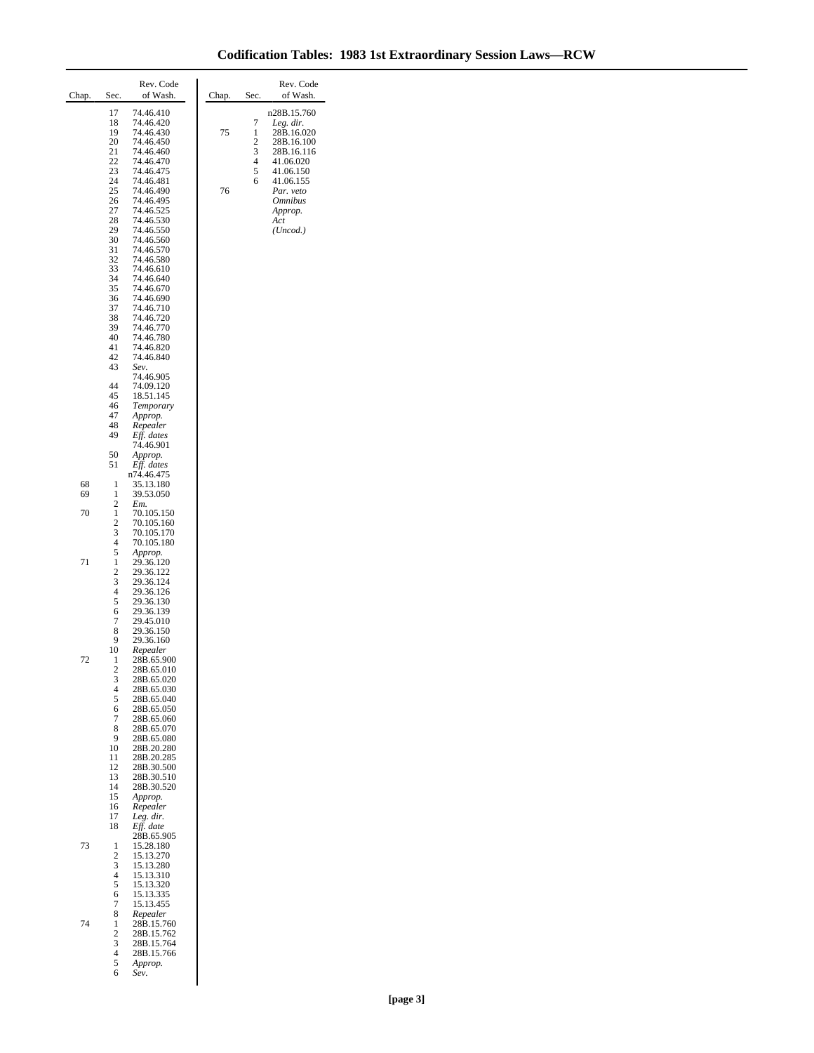## Codification Tables: 1983 1st Extraordinary Session Laws—RCW

| Chap. | Sec. | Rev. Code of Wash. |
|---|---|---|
| | 17 | 74.46.410 |
| | 18 | 74.46.420 |
| | 19 | 74.46.430 |
| | 20 | 74.46.450 |
| | 21 | 74.46.460 |
| | 22 | 74.46.470 |
| | 23 | 74.46.475 |
| | 24 | 74.46.481 |
| | 25 | 74.46.490 |
| | 26 | 74.46.495 |
| | 27 | 74.46.525 |
| | 28 | 74.46.530 |
| | 29 | 74.46.550 |
| | 30 | 74.46.560 |
| | 31 | 74.46.570 |
| | 32 | 74.46.580 |
| | 33 | 74.46.610 |
| | 34 | 74.46.640 |
| | 35 | 74.46.670 |
| | 36 | 74.46.690 |
| | 37 | 74.46.710 |
| | 38 | 74.46.720 |
| | 39 | 74.46.770 |
| | 40 | 74.46.780 |
| | 41 | 74.46.820 |
| | 42 | 74.46.840 |
| | 43 | *Sev.* 74.46.905 |
| | 44 | 74.09.120 |
| | 45 | 18.51.145 |
| | 46 | *Temporary* |
| | 47 | *Approp.* |
| | 48 | *Repealer* |
| | 49 | *Eff. dates* 74.46.901 |
| | 50 | *Approp.* |
| | 51 | *Eff. dates* n74.46.475 |
| 68 | 1 | 35.13.180 |
| 69 | 1 | 39.53.050 |
| | 2 | *Em.* |
| 70 | 1 | 70.105.150 |
| | 2 | 70.105.160 |
| | 3 | 70.105.170 |
| | 4 | 70.105.180 |
| | 5 | *Approp.* |
| 71 | 1 | 29.36.120 |
| | 2 | 29.36.122 |
| | 3 | 29.36.124 |
| | 4 | 29.36.126 |
| | 5 | 29.36.130 |
| | 6 | 29.36.139 |
| | 7 | 29.45.010 |
| | 8 | 29.36.150 |
| | 9 | 29.36.160 |
| | 10 | *Repealer* |
| 72 | 1 | 28B.65.900 |
| | 2 | 28B.65.010 |
| | 3 | 28B.65.020 |
| | 4 | 28B.65.030 |
| | 5 | 28B.65.040 |
| | 6 | 28B.65.050 |
| | 7 | 28B.65.060 |
| | 8 | 28B.65.070 |
| | 9 | 28B.65.080 |
| | 10 | 28B.20.280 |
| | 11 | 28B.20.285 |
| | 12 | 28B.30.500 |
| | 13 | 28B.30.510 |
| | 14 | 28B.30.520 |
| | 15 | *Approp.* |
| | 16 | *Repealer* |
| | 17 | *Leg. dir.* |
| | 18 | *Eff. date* 28B.65.905 |
| 73 | 1 | 15.28.180 |
| | 2 | 15.13.270 |
| | 3 | 15.13.280 |
| | 4 | 15.13.310 |
| | 5 | 15.13.320 |
| | 6 | 15.13.335 |
| | 7 | 15.13.455 |
| | 8 | *Repealer* |
| 74 | 1 | 28B.15.760 |
| | 2 | 28B.15.762 |
| | 3 | 28B.15.764 |
| | 4 | 28B.15.766 |
| | 5 | *Approp.* |
| | 6 | *Sev.* n28B.15.760 |
| | 7 | *Leg. dir.* |
| 75 | 1 | 28B.16.020 |
| | 2 | 28B.16.100 |
| | 3 | 28B.16.116 |
| | 4 | 41.06.020 |
| | 5 | 41.06.150 |
| | 6 | 41.06.155 |
| 76 | | *Par. veto Omnibus Approp. Act (Uncod.)* |